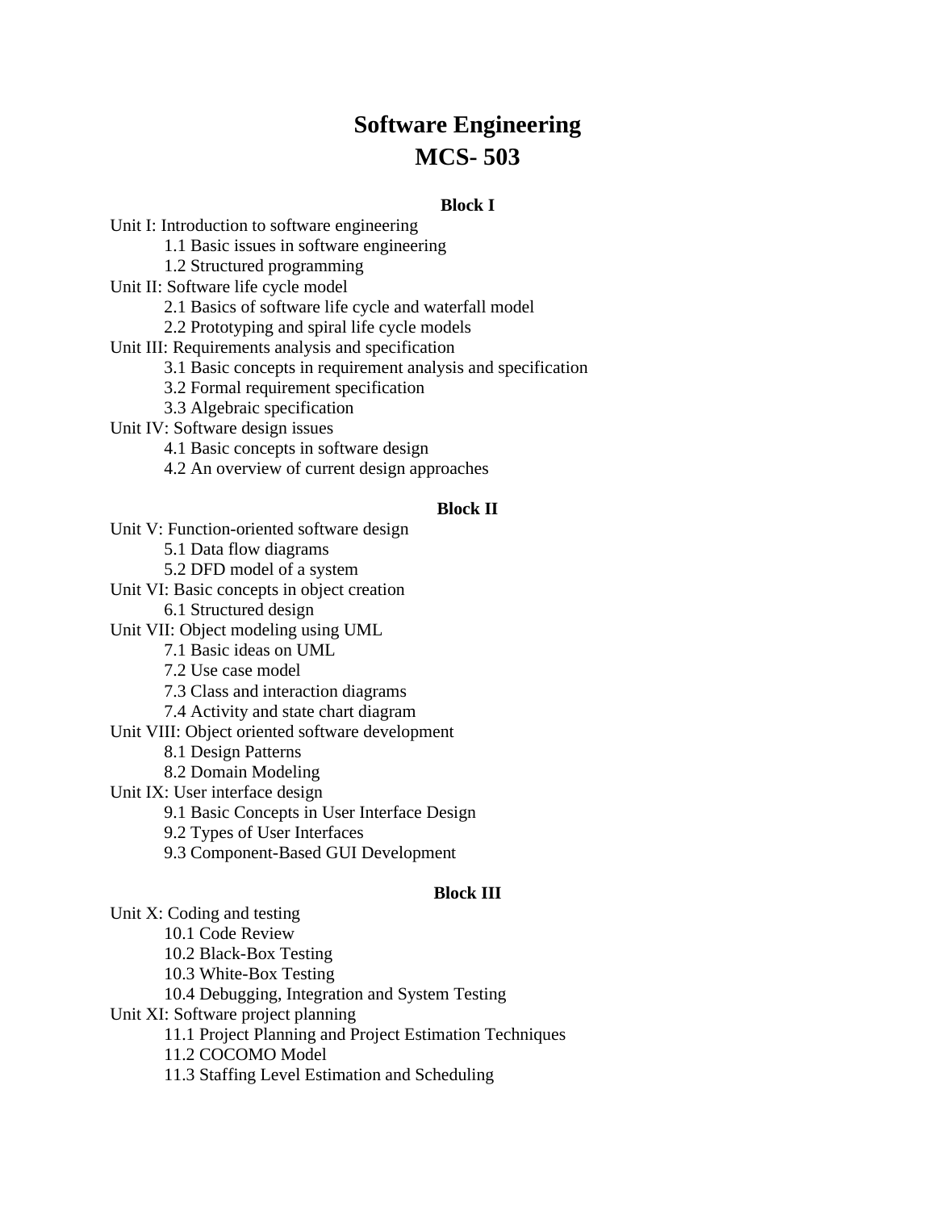# Software Engineering
# MCS- 503

## Block I

Unit I: Introduction to software engineering
- 1.1 Basic issues in software engineering
- 1.2 Structured programming

Unit II: Software life cycle model
- 2.1 Basics of software life cycle and waterfall model
- 2.2 Prototyping and spiral life cycle models

Unit III: Requirements analysis and specification
- 3.1 Basic concepts in requirement analysis and specification
- 3.2 Formal requirement specification
- 3.3 Algebraic specification

Unit IV: Software design issues
- 4.1 Basic concepts in software design
- 4.2 An overview of current design approaches

## Block II

Unit V: Function-oriented software design
- 5.1 Data flow diagrams
- 5.2 DFD model of a system

Unit VI: Basic concepts in object creation
- 6.1 Structured design

Unit VII: Object modeling using UML
- 7.1 Basic ideas on UML
- 7.2 Use case model
- 7.3 Class and interaction diagrams
- 7.4 Activity and state chart diagram

Unit VIII: Object oriented software development
- 8.1 Design Patterns
- 8.2 Domain Modeling

Unit IX: User interface design
- 9.1 Basic Concepts in User Interface Design
- 9.2 Types of User Interfaces
- 9.3 Component-Based GUI Development

## Block III

Unit X: Coding and testing
- 10.1 Code Review
- 10.2 Black-Box Testing
- 10.3 White-Box Testing
- 10.4 Debugging, Integration and System Testing

Unit XI: Software project planning
- 11.1 Project Planning and Project Estimation Techniques
- 11.2 COCOMO Model
- 11.3 Staffing Level Estimation and Scheduling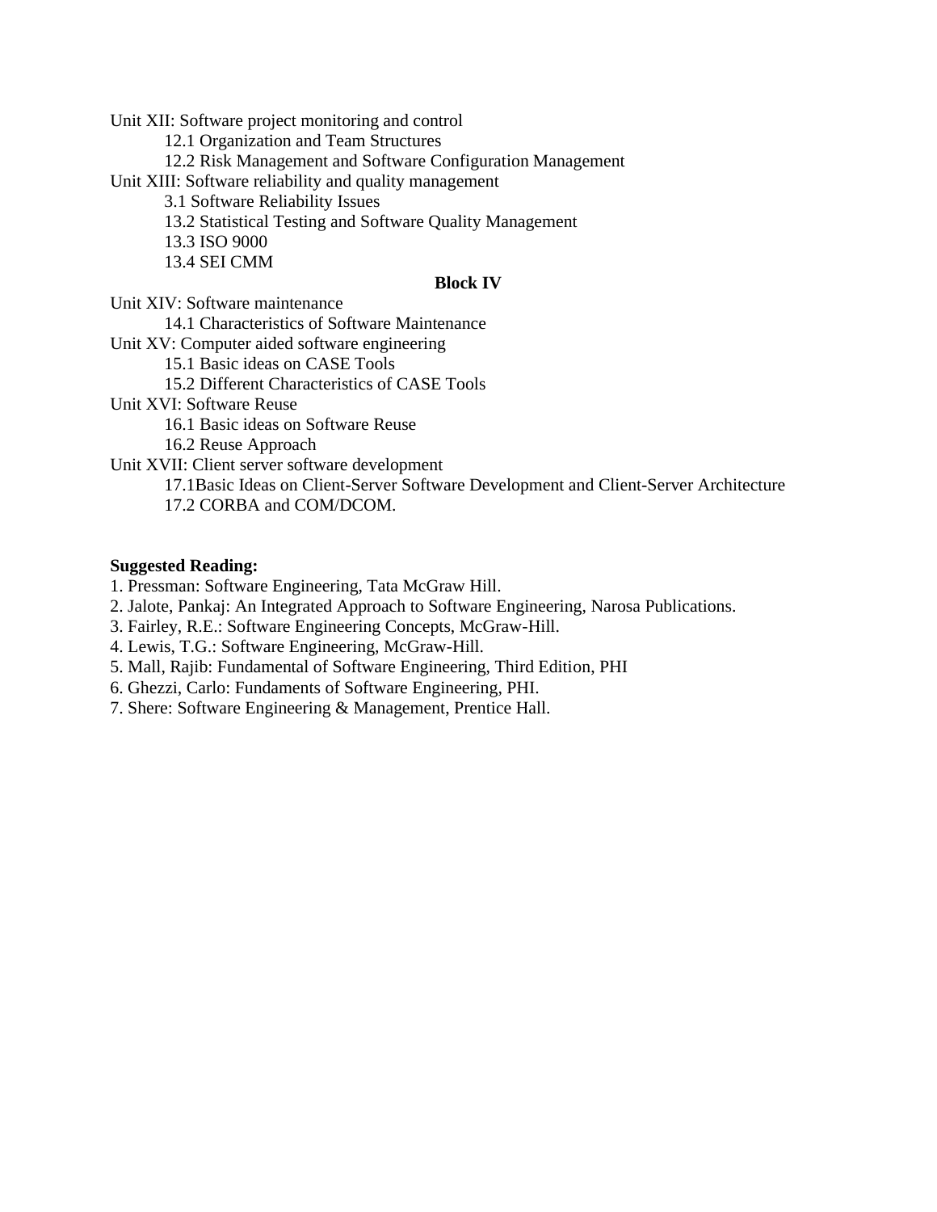Unit XII: Software project monitoring and control

- 12.1 Organization and Team Structures
- 12.2 Risk Management and Software Configuration Management

Unit XIII: Software reliability and quality management

- 3.1 Software Reliability Issues
- 13.2 Statistical Testing and Software Quality Management
- 13.3 ISO 9000
- 13.4 SEI CMM

**Block IV**

Unit XIV: Software maintenance

- 14.1 Characteristics of Software Maintenance

Unit XV: Computer aided software engineering

- 15.1 Basic ideas on CASE Tools
- 15.2 Different Characteristics of CASE Tools

Unit XVI: Software Reuse

- 16.1 Basic ideas on Software Reuse
- 16.2 Reuse Approach

Unit XVII: Client server software development

- 17.1Basic Ideas on Client-Server Software Development and Client-Server Architecture
- 17.2 CORBA and COM/DCOM.

**Suggested Reading:**

1. Pressman: Software Engineering, Tata McGraw Hill.
2. Jalote, Pankaj: An Integrated Approach to Software Engineering, Narosa Publications.
3. Fairley, R.E.: Software Engineering Concepts, McGraw-Hill.
4. Lewis, T.G.: Software Engineering, McGraw-Hill.
5. Mall, Rajib: Fundamental of Software Engineering, Third Edition, PHI
6. Ghezzi, Carlo: Fundaments of Software Engineering, PHI.
7. Shere: Software Engineering & Management, Prentice Hall.